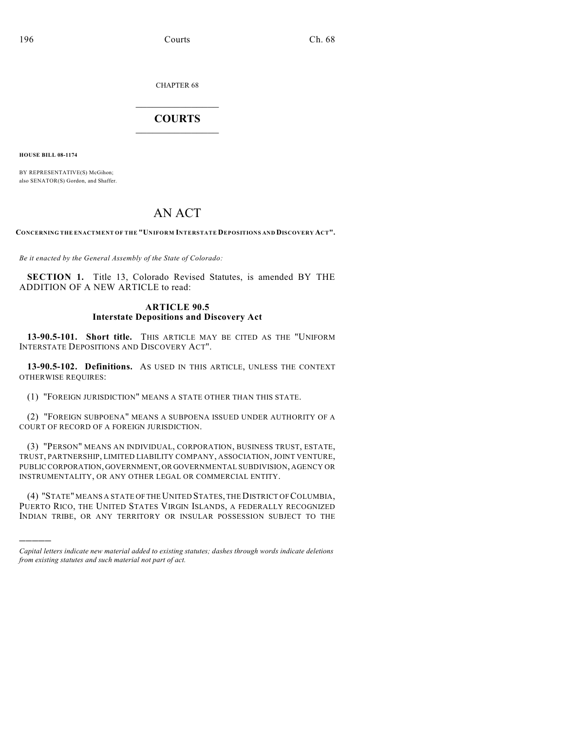CHAPTER 68

# COURTS

**HOUSE BILL 08-1174**

BY REPRESENTATIVE(S) McGihon;
also SENATOR(S) Gordon, and Shaffer.

# AN ACT

**CONCERNING THE ENACTMENT OF THE "UNIFORM INTERSTATE DEPOSITIONS AND DISCOVERY ACT".**

*Be it enacted by the General Assembly of the State of Colorado:*

**SECTION 1.** Title 13, Colorado Revised Statutes, is amended BY THE ADDITION OF A NEW ARTICLE to read:

### ARTICLE 90.5
### Interstate Depositions and Discovery Act

**13-90.5-101. Short title.** THIS ARTICLE MAY BE CITED AS THE "UNIFORM INTERSTATE DEPOSITIONS AND DISCOVERY ACT".

**13-90.5-102. Definitions.** AS USED IN THIS ARTICLE, UNLESS THE CONTEXT OTHERWISE REQUIRES:

(1) "FOREIGN JURISDICTION" MEANS A STATE OTHER THAN THIS STATE.

(2) "FOREIGN SUBPOENA" MEANS A SUBPOENA ISSUED UNDER AUTHORITY OF A COURT OF RECORD OF A FOREIGN JURISDICTION.

(3) "PERSON" MEANS AN INDIVIDUAL, CORPORATION, BUSINESS TRUST, ESTATE, TRUST, PARTNERSHIP, LIMITED LIABILITY COMPANY, ASSOCIATION, JOINT VENTURE, PUBLIC CORPORATION, GOVERNMENT, OR GOVERNMENTAL SUBDIVISION, AGENCY OR INSTRUMENTALITY, OR ANY OTHER LEGAL OR COMMERCIAL ENTITY.

(4) "STATE" MEANS A STATE OF THE UNITED STATES, THE DISTRICT OF COLUMBIA, PUERTO RICO, THE UNITED STATES VIRGIN ISLANDS, A FEDERALLY RECOGNIZED INDIAN TRIBE, OR ANY TERRITORY OR INSULAR POSSESSION SUBJECT TO THE

---

*Capital letters indicate new material added to existing statutes; dashes through words indicate deletions from existing statutes and such material not part of act.*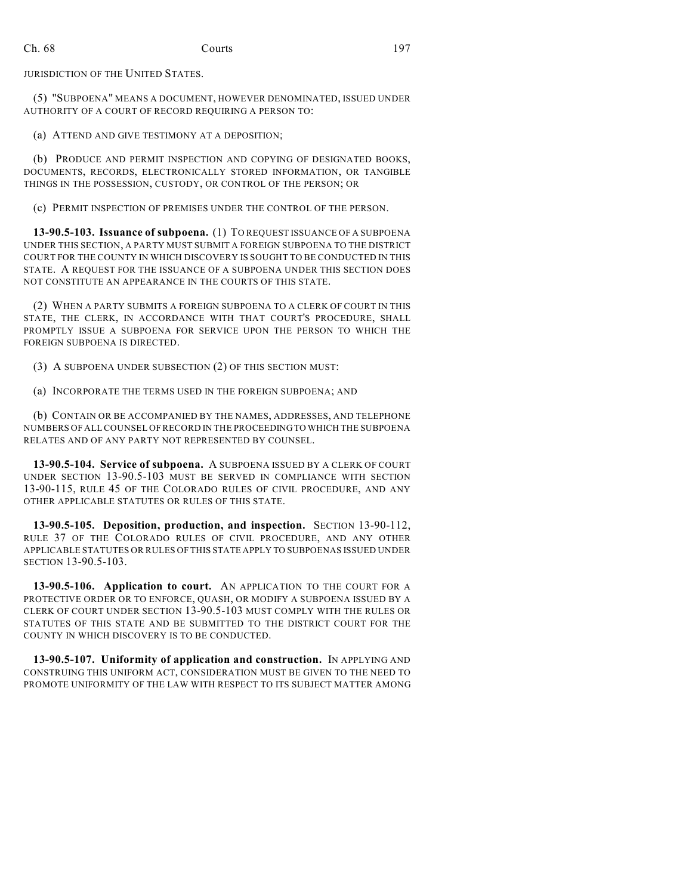JURISDICTION OF THE UNITED STATES.

(5) "SUBPOENA" MEANS A DOCUMENT, HOWEVER DENOMINATED, ISSUED UNDER AUTHORITY OF A COURT OF RECORD REQUIRING A PERSON TO:

(a) ATTEND AND GIVE TESTIMONY AT A DEPOSITION;

(b) PRODUCE AND PERMIT INSPECTION AND COPYING OF DESIGNATED BOOKS, DOCUMENTS, RECORDS, ELECTRONICALLY STORED INFORMATION, OR TANGIBLE THINGS IN THE POSSESSION, CUSTODY, OR CONTROL OF THE PERSON; OR

(c) PERMIT INSPECTION OF PREMISES UNDER THE CONTROL OF THE PERSON.

**13-90.5-103. Issuance of subpoena.** (1) TO REQUEST ISSUANCE OF A SUBPOENA UNDER THIS SECTION, A PARTY MUST SUBMIT A FOREIGN SUBPOENA TO THE DISTRICT COURT FOR THE COUNTY IN WHICH DISCOVERY IS SOUGHT TO BE CONDUCTED IN THIS STATE. A REQUEST FOR THE ISSUANCE OF A SUBPOENA UNDER THIS SECTION DOES NOT CONSTITUTE AN APPEARANCE IN THE COURTS OF THIS STATE.

(2) WHEN A PARTY SUBMITS A FOREIGN SUBPOENA TO A CLERK OF COURT IN THIS STATE, THE CLERK, IN ACCORDANCE WITH THAT COURT'S PROCEDURE, SHALL PROMPTLY ISSUE A SUBPOENA FOR SERVICE UPON THE PERSON TO WHICH THE FOREIGN SUBPOENA IS DIRECTED.

(3) A SUBPOENA UNDER SUBSECTION (2) OF THIS SECTION MUST:

(a) INCORPORATE THE TERMS USED IN THE FOREIGN SUBPOENA; AND

(b) CONTAIN OR BE ACCOMPANIED BY THE NAMES, ADDRESSES, AND TELEPHONE NUMBERS OF ALL COUNSEL OF RECORD IN THE PROCEEDING TO WHICH THE SUBPOENA RELATES AND OF ANY PARTY NOT REPRESENTED BY COUNSEL.

**13-90.5-104. Service of subpoena.** A SUBPOENA ISSUED BY A CLERK OF COURT UNDER SECTION 13-90.5-103 MUST BE SERVED IN COMPLIANCE WITH SECTION 13-90-115, RULE 45 OF THE COLORADO RULES OF CIVIL PROCEDURE, AND ANY OTHER APPLICABLE STATUTES OR RULES OF THIS STATE.

**13-90.5-105. Deposition, production, and inspection.** SECTION 13-90-112, RULE 37 OF THE COLORADO RULES OF CIVIL PROCEDURE, AND ANY OTHER APPLICABLE STATUTES OR RULES OF THIS STATE APPLY TO SUBPOENAS ISSUED UNDER SECTION 13-90.5-103.

**13-90.5-106. Application to court.** AN APPLICATION TO THE COURT FOR A PROTECTIVE ORDER OR TO ENFORCE, QUASH, OR MODIFY A SUBPOENA ISSUED BY A CLERK OF COURT UNDER SECTION 13-90.5-103 MUST COMPLY WITH THE RULES OR STATUTES OF THIS STATE AND BE SUBMITTED TO THE DISTRICT COURT FOR THE COUNTY IN WHICH DISCOVERY IS TO BE CONDUCTED.

**13-90.5-107. Uniformity of application and construction.** IN APPLYING AND CONSTRUING THIS UNIFORM ACT, CONSIDERATION MUST BE GIVEN TO THE NEED TO PROMOTE UNIFORMITY OF THE LAW WITH RESPECT TO ITS SUBJECT MATTER AMONG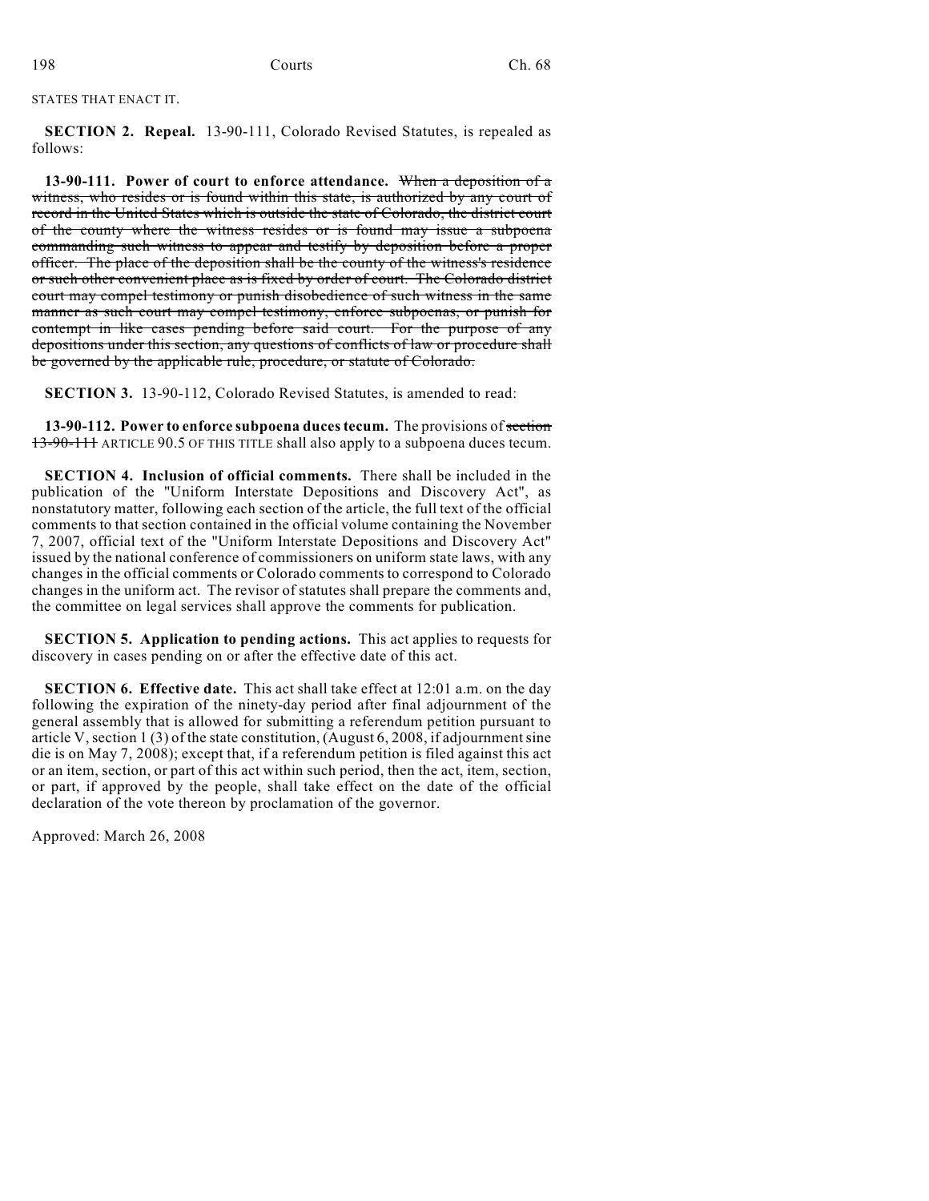STATES THAT ENACT IT.

**SECTION 2. Repeal.** 13-90-111, Colorado Revised Statutes, is repealed as follows:

**13-90-111. Power of court to enforce attendance.** ~~When a deposition of a witness, who resides or is found within this state, is authorized by any court of record in the United States which is outside the state of Colorado, the district court of the county where the witness resides or is found may issue a subpoena commanding such witness to appear and testify by deposition before a proper officer. The place of the deposition shall be the county of the witness's residence or such other convenient place as is fixed by order of court. The Colorado district court may compel testimony or punish disobedience of such witness in the same manner as such court may compel testimony, enforce subpoenas, or punish for contempt in like cases pending before said court. For the purpose of any depositions under this section, any questions of conflicts of law or procedure shall be governed by the applicable rule, procedure, or statute of Colorado.~~

**SECTION 3.** 13-90-112, Colorado Revised Statutes, is amended to read:

**13-90-112. Power to enforce subpoena duces tecum.** The provisions of ~~section 13-90-111~~ ARTICLE 90.5 OF THIS TITLE shall also apply to a subpoena duces tecum.

**SECTION 4. Inclusion of official comments.** There shall be included in the publication of the "Uniform Interstate Depositions and Discovery Act", as nonstatutory matter, following each section of the article, the full text of the official comments to that section contained in the official volume containing the November 7, 2007, official text of the "Uniform Interstate Depositions and Discovery Act" issued by the national conference of commissioners on uniform state laws, with any changes in the official comments or Colorado comments to correspond to Colorado changes in the uniform act. The revisor of statutes shall prepare the comments and, the committee on legal services shall approve the comments for publication.

**SECTION 5. Application to pending actions.** This act applies to requests for discovery in cases pending on or after the effective date of this act.

**SECTION 6. Effective date.** This act shall take effect at 12:01 a.m. on the day following the expiration of the ninety-day period after final adjournment of the general assembly that is allowed for submitting a referendum petition pursuant to article V, section 1 (3) of the state constitution, (August 6, 2008, if adjournment sine die is on May 7, 2008); except that, if a referendum petition is filed against this act or an item, section, or part of this act within such period, then the act, item, section, or part, if approved by the people, shall take effect on the date of the official declaration of the vote thereon by proclamation of the governor.

Approved: March 26, 2008